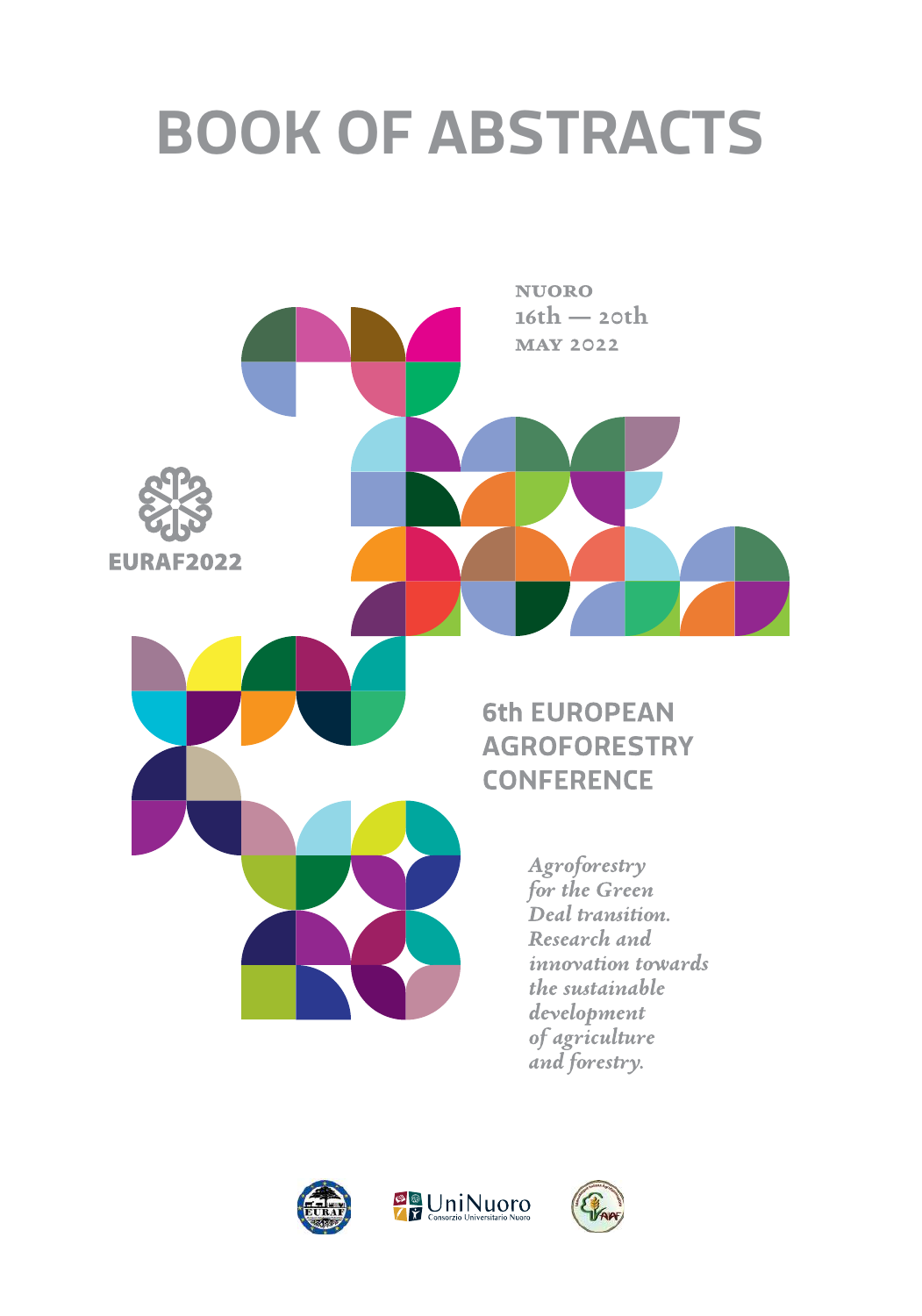# BOOK OF ABSTRACTS

NUORO
16th — 20th
MAY 2022

EURAF2022

## 6th EUROPEAN AGROFORESTRY CONFERENCE

*Agroforestry for the Green Deal transition. Research and innovation towards the sustainable development of agriculture and forestry.*

UniNuoro
Consorzio Universitario Nuoro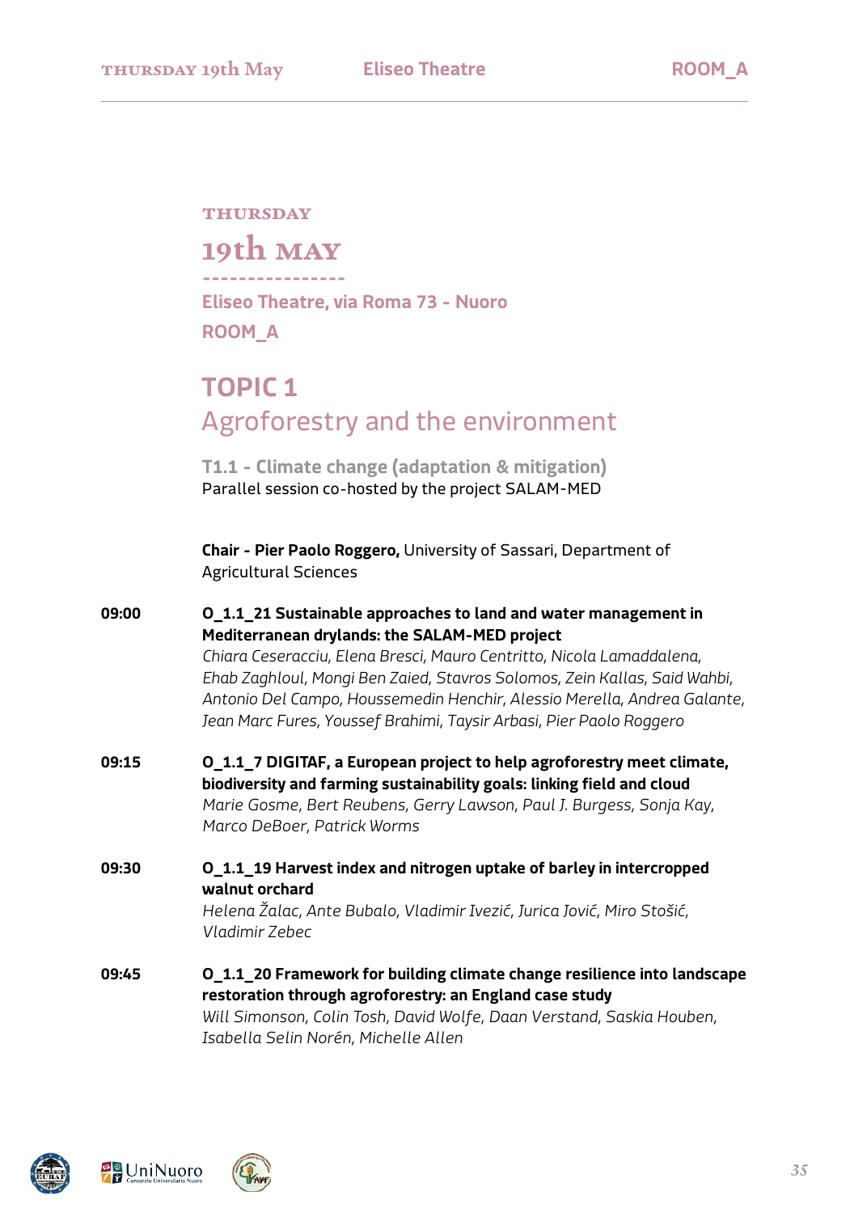THURSDAY

# 19th MAY

----------------

**Eliseo Theatre, via Roma 73 - Nuoro**

**ROOM_A**

## TOPIC 1

## Agroforestry and the environment

### T1.1 - Climate change (adaptation & mitigation)

Parallel session co-hosted by the project SALAM-MED

**Chair - Pier Paolo Roggero,** University of Sassari, Department of Agricultural Sciences

**09:00** **O_1.1_21 Sustainable approaches to land and water management in Mediterranean drylands: the SALAM-MED project**
*Chiara Ceseracciu, Elena Bresci, Mauro Centritto, Nicola Lamaddalena, Ehab Zaghloul, Mongi Ben Zaied, Stavros Solomos, Zein Kallas, Said Wahbi, Antonio Del Campo, Houssemedin Henchir, Alessio Merella, Andrea Galante, Jean Marc Fures, Youssef Brahimi, Taysir Arbasi, Pier Paolo Roggero*

**09:15** **O_1.1_7 DIGITAF, a European project to help agroforestry meet climate, biodiversity and farming sustainability goals: linking field and cloud**
*Marie Gosme, Bert Reubens, Gerry Lawson, Paul J. Burgess, Sonja Kay, Marco DeBoer, Patrick Worms*

**09:30** **O_1.1_19 Harvest index and nitrogen uptake of barley in intercropped walnut orchard**
*Helena Žalac, Ante Bubalo, Vladimir Ivezić, Jurica Jović, Miro Stošić, Vladimir Zebec*

**09:45** **O_1.1_20 Framework for building climate change resilience into landscape restoration through agroforestry: an England case study**
*Will Simonson, Colin Tosh, David Wolfe, Daan Verstand, Saskia Houben, Isabella Selin Norén, Michelle Allen*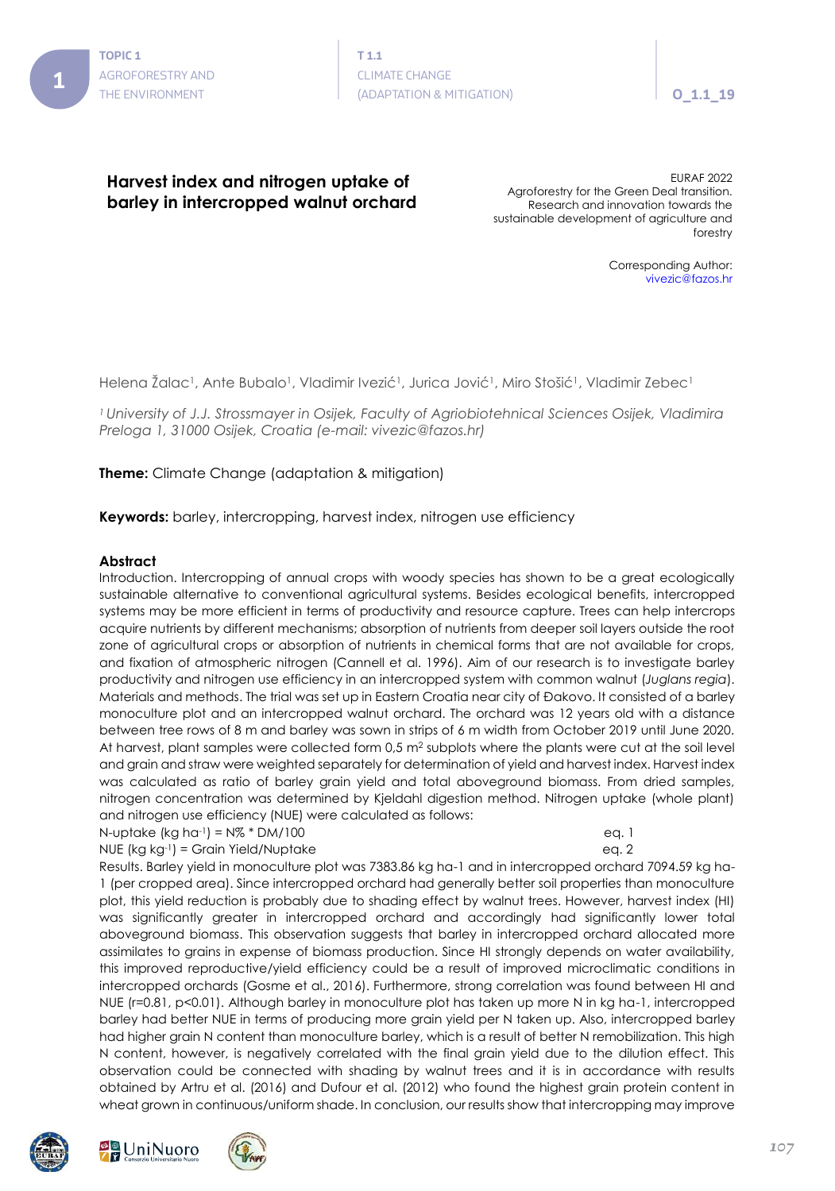# Harvest index and nitrogen uptake of barley in intercropped walnut orchard

EURAF 2022
Agroforestry for the Green Deal transition.
Research and innovation towards the sustainable development of agriculture and forestry

Corresponding Author:
vivezic@fazos.hr

Helena Žalac[1], Ante Bubalo[1], Vladimir Ivezić[1], Jurica Jović[1], Miro Stošić[1], Vladimir Zebec[1]

*[1] University of J.J. Strossmayer in Osijek, Faculty of Agriobiotehnical Sciences Osijek, Vladimira Preloga 1, 31000 Osijek, Croatia (e-mail: vivezic@fazos.hr)*

**Theme:** Climate Change (adaptation & mitigation)

**Keywords:** barley, intercropping, harvest index, nitrogen use efficiency

## Abstract

Introduction. Intercropping of annual crops with woody species has shown to be a great ecologically sustainable alternative to conventional agricultural systems. Besides ecological benefits, intercropped systems may be more efficient in terms of productivity and resource capture. Trees can help intercrops acquire nutrients by different mechanisms; absorption of nutrients from deeper soil layers outside the root zone of agricultural crops or absorption of nutrients in chemical forms that are not available for crops, and fixation of atmospheric nitrogen (Cannell et al. 1996). Aim of our research is to investigate barley productivity and nitrogen use efficiency in an intercropped system with common walnut (*Juglans regia*).
Materials and methods. The trial was set up in Eastern Croatia near city of Đakovo. It consisted of a barley monoculture plot and an intercropped walnut orchard. The orchard was 12 years old with a distance between tree rows of 8 m and barley was sown in strips of 6 m width from October 2019 until June 2020. At harvest, plant samples were collected form 0,5 $m^2$ subplots where the plants were cut at the soil level and grain and straw were weighted separately for determination of yield and harvest index. Harvest index was calculated as ratio of barley grain yield and total aboveground biomass. From dried samples, nitrogen concentration was determined by Kjeldahl digestion method. Nitrogen uptake (whole plant) and nitrogen use efficiency (NUE) were calculated as follows:

N-uptake (kg $ha^{-1}$) = N% * DM/100 eq. 1

NUE (kg $kg^{-1}$) = Grain Yield/Nuptake eq. 2

Results. Barley yield in monoculture plot was 7383.86 kg ha-1 and in intercropped orchard 7094.59 kg ha-1 (per cropped area). Since intercropped orchard had generally better soil properties than monoculture plot, this yield reduction is probably due to shading effect by walnut trees. However, harvest index (HI) was significantly greater in intercropped orchard and accordingly had significantly lower total aboveground biomass. This observation suggests that barley in intercropped orchard allocated more assimilates to grains in expense of biomass production. Since HI strongly depends on water availability, this improved reproductive/yield efficiency could be a result of improved microclimatic conditions in intercropped orchards (Gosme et al., 2016). Furthermore, strong correlation was found between HI and NUE ($r=0.81$, $p<0.01$). Although barley in monoculture plot has taken up more N in kg ha-1, intercropped barley had better NUE in terms of producing more grain yield per N taken up. Also, intercropped barley had higher grain N content than monoculture barley, which is a result of better N remobilization. This high N content, however, is negatively correlated with the final grain yield due to the dilution effect. This observation could be connected with shading by walnut trees and it is in accordance with results obtained by Artru et al. (2016) and Dufour et al. (2012) who found the highest grain protein content in wheat grown in continuous/uniform shade. In conclusion, our results show that intercropping may improve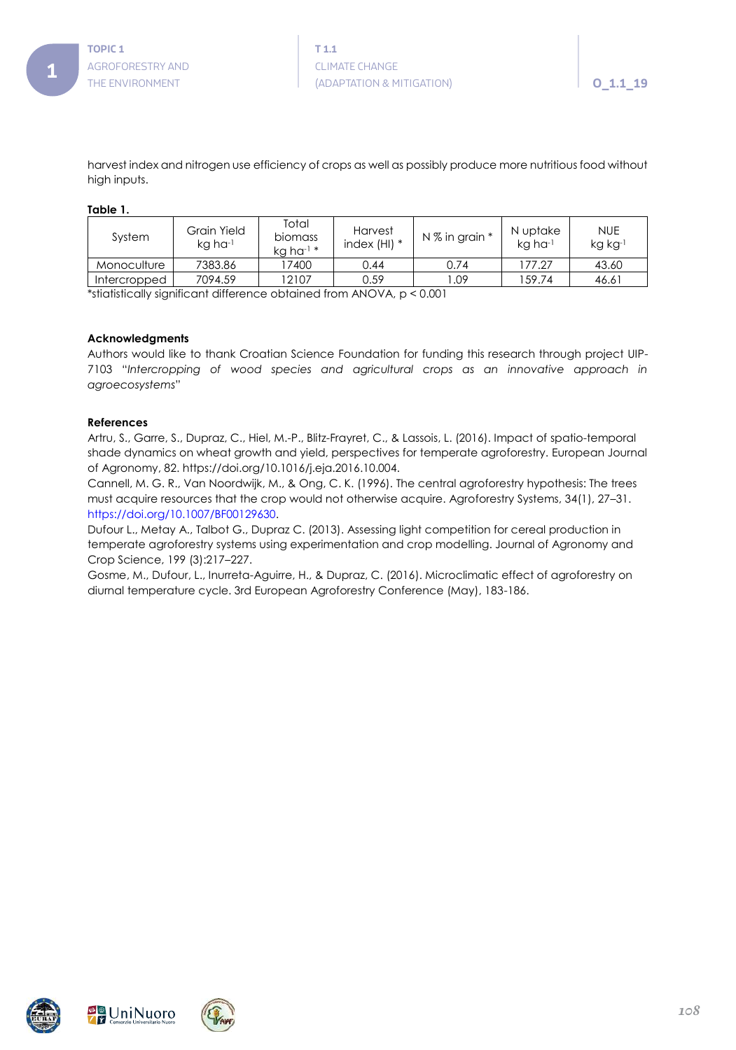harvest index and nitrogen use efficiency of crops as well as possibly produce more nutritious food without high inputs.

**Table 1.**

| System | Grain Yield kg ha$^{-1}$ | Total biomass kg ha$^{-1}$ * | Harvest index (HI) * | N % in grain * | N uptake kg ha$^{-1}$ | NUE kg kg$^{-1}$ |
|---|---|---|---|---|---|---|
| Monoculture | 7383.86 | 17400 | 0.44 | 0.74 | 177.27 | 43.60 |
| Intercropped | 7094.59 | 12107 | 0.59 | 1.09 | 159.74 | 46.61 |

*stiatistically significant difference obtained from ANOVA, $p < 0.001$

**Acknowledgments**

Authors would like to thank Croatian Science Foundation for funding this research through project UIP-7103 "*Intercropping of wood species and agricultural crops as an innovative approach in agroecosystems*"

**References**

Artru, S., Garre, S., Dupraz, C., Hiel, M.-P., Blitz-Frayret, C., & Lassois, L. (2016). Impact of spatio-temporal shade dynamics on wheat growth and yield, perspectives for temperate agroforestry. European Journal of Agronomy, 82. https://doi.org/10.1016/j.eja.2016.10.004.

Cannell, M. G. R., Van Noordwijk, M., & Ong, C. K. (1996). The central agroforestry hypothesis: The trees must acquire resources that the crop would not otherwise acquire. Agroforestry Systems, 34(1), 27–31. https://doi.org/10.1007/BF00129630.

Dufour L., Metay A., Talbot G., Dupraz C. (2013). Assessing light competition for cereal production in temperate agroforestry systems using experimentation and crop modelling. Journal of Agronomy and Crop Science, 199 (3):217–227.

Gosme, M., Dufour, L., Inurreta-Aguirre, H., & Dupraz, C. (2016). Microclimatic effect of agroforestry on diurnal temperature cycle. 3rd European Agroforestry Conference (May), 183-186.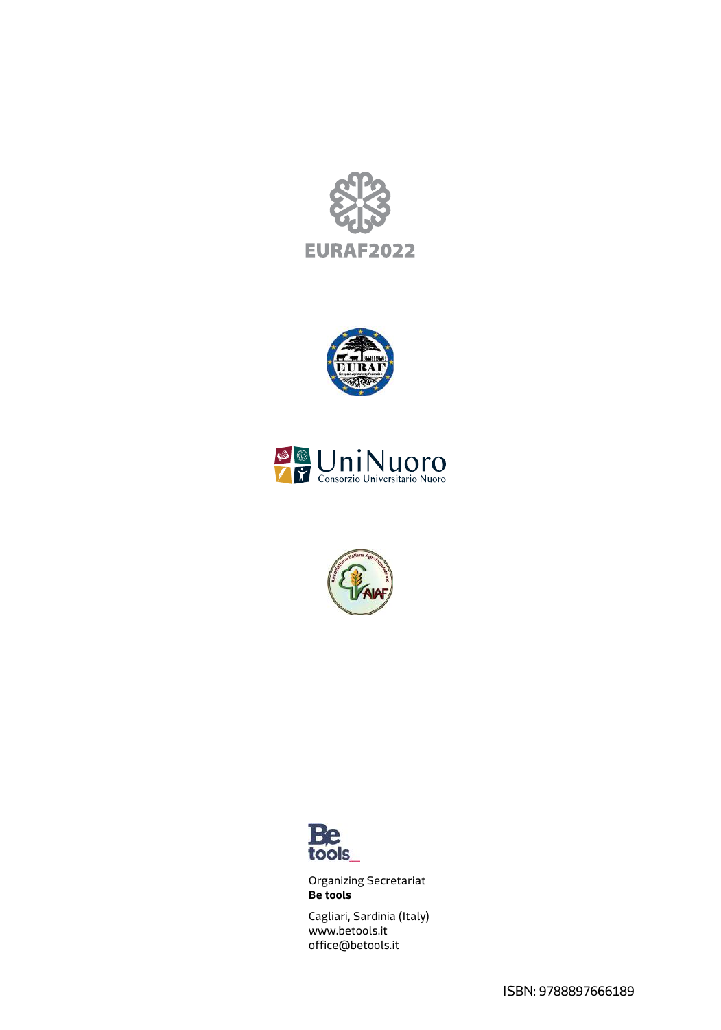EURAF2022

UniNuoro
Consorzio Universitario Nuoro

Be tools

Organizing Secretariat
**Be tools**

Cagliari, Sardinia (Italy)
www.betools.it
office@betools.it

ISBN: 9788897666189